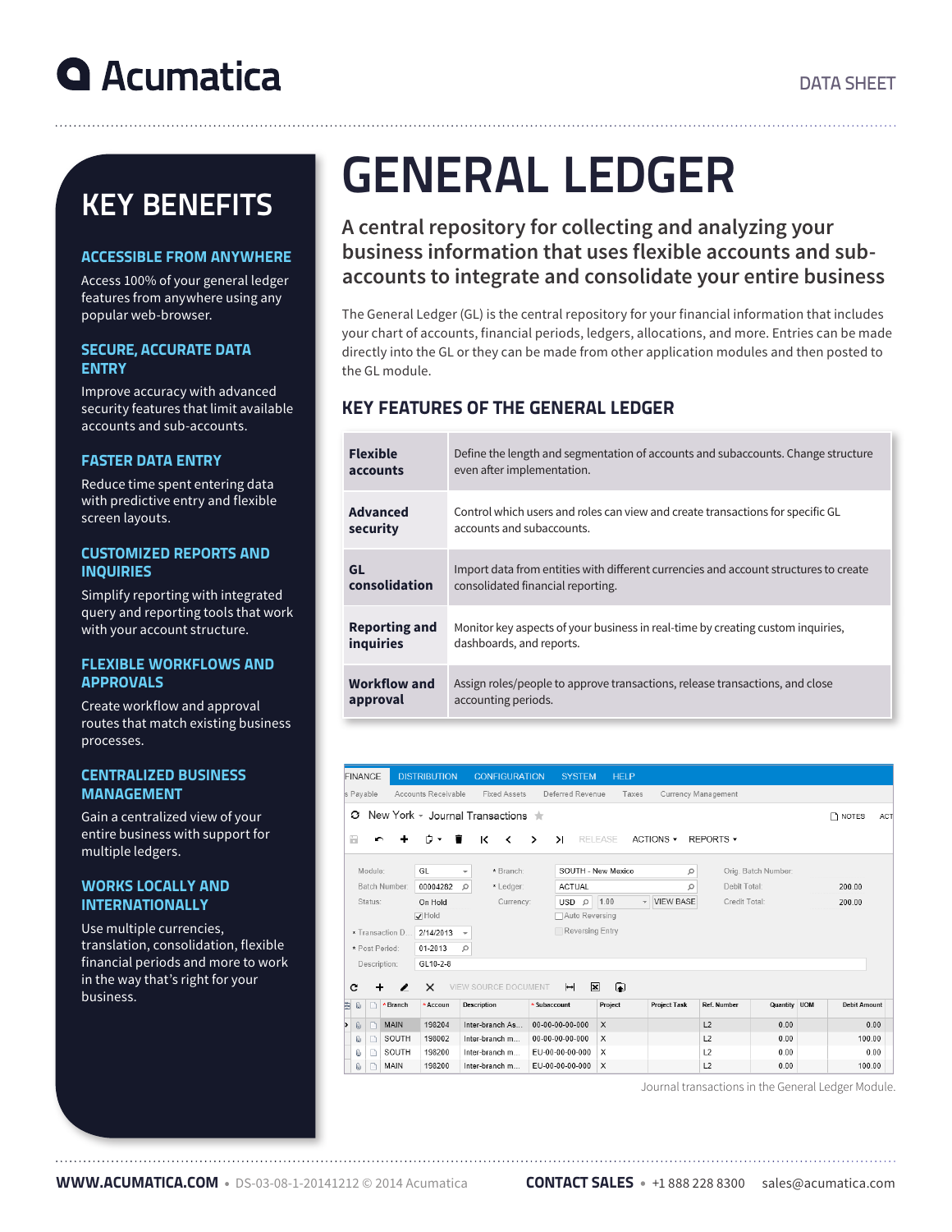# GENERAL LEDGER

## A central repository for collecting and analyzing your business information that uses flexible accounts and sub-accounts to integrate and consolidate your entire business

The General Ledger (GL) is the central repository for your financial information that includes your chart of accounts, financial periods, ledgers, allocations, and more. Entries can be made directly into the GL or they can be made from other application modules and then posted to the GL module.

### KEY FEATURES OF THE GENERAL LEDGER

| | |
|---|---|
| **Flexible accounts** | Define the length and segmentation of accounts and subaccounts. Change structure even after implementation. |
| **Advanced security** | Control which users and roles can view and create transactions for specific GL accounts and subaccounts. |
| **GL consolidation** | Import data from entities with different currencies and account structures to create consolidated financial reporting. |
| **Reporting and inquiries** | Monitor key aspects of your business in real-time by creating custom inquiries, dashboards, and reports. |
| **Workflow and approval** | Assign roles/people to approve transactions, release transactions, and close accounting periods. |

Journal transactions in the General Ledger Module.

## KEY BENEFITS

### ACCESSIBLE FROM ANYWHERE

Access 100% of your general ledger features from anywhere using any popular web-browser.

### SECURE, ACCURATE DATA ENTRY

Improve accuracy with advanced security features that limit available accounts and sub-accounts.

### FASTER DATA ENTRY

Reduce time spent entering data with predictive entry and flexible screen layouts.

### CUSTOMIZED REPORTS AND INQUIRIES

Simplify reporting with integrated query and reporting tools that work with your account structure.

### FLEXIBLE WORKFLOWS AND APPROVALS

Create workflow and approval routes that match existing business processes.

### CENTRALIZED BUSINESS MANAGEMENT

Gain a centralized view of your entire business with support for multiple ledgers.

### WORKS LOCALLY AND INTERNATIONALLY

Use multiple currencies, translation, consolidation, flexible financial periods and more to work in the way that's right for your business.

**WWW.ACUMATICA.COM** • DS-03-08-1-20141212 © 2014 Acumatica   **CONTACT SALES** • +1 888 228 8300   sales@acumatica.com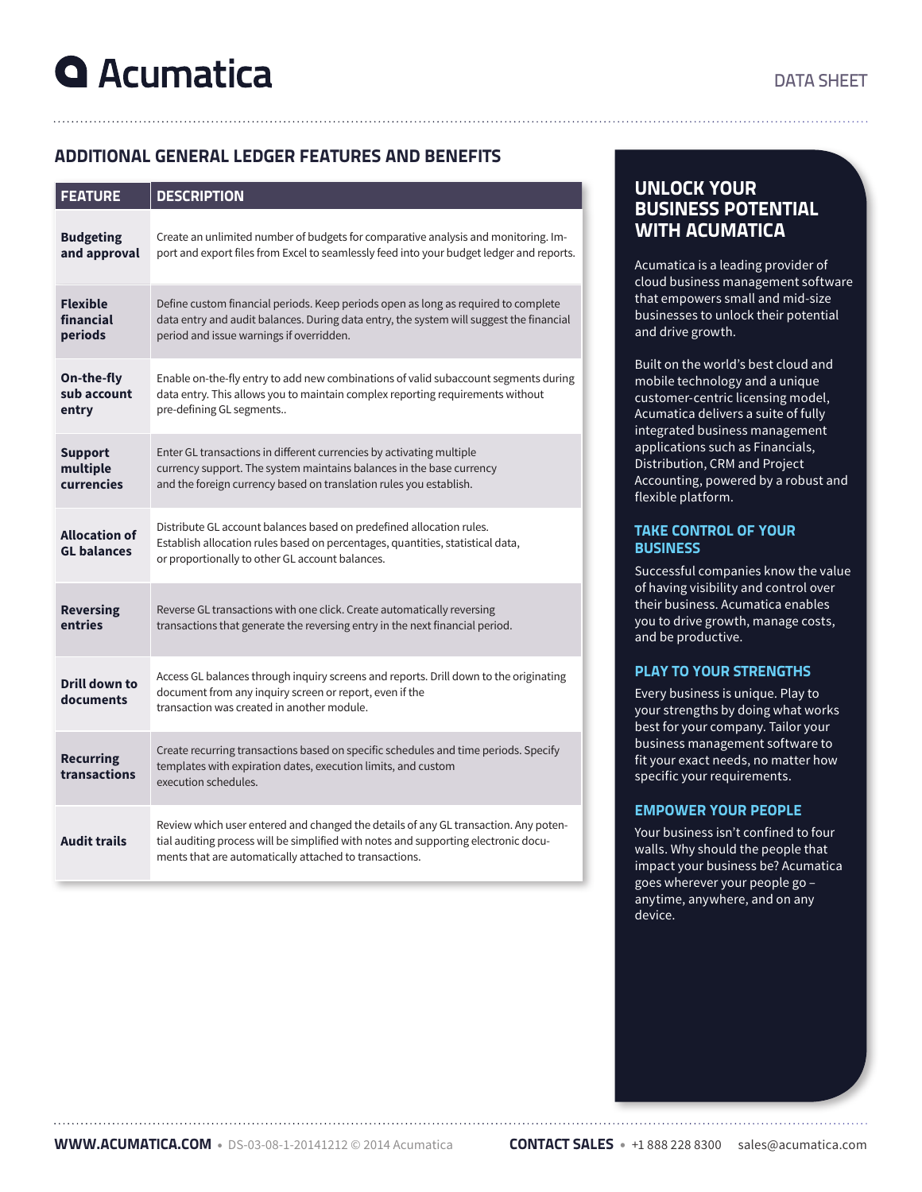## ADDITIONAL GENERAL LEDGER FEATURES AND BENEFITS

| FEATURE | DESCRIPTION |
|---|---|
| **Budgeting and approval** | Create an unlimited number of budgets for comparative analysis and monitoring. Import and export files from Excel to seamlessly feed into your budget ledger and reports. |
| **Flexible financial periods** | Define custom financial periods. Keep periods open as long as required to complete data entry and audit balances. During data entry, the system will suggest the financial period and issue warnings if overridden. |
| **On-the-fly sub account entry** | Enable on-the-fly entry to add new combinations of valid subaccount segments during data entry. This allows you to maintain complex reporting requirements without pre-defining GL segments.. |
| **Support multiple currencies** | Enter GL transactions in different currencies by activating multiple currency support. The system maintains balances in the base currency and the foreign currency based on translation rules you establish. |
| **Allocation of GL balances** | Distribute GL account balances based on predefined allocation rules. Establish allocation rules based on percentages, quantities, statistical data, or proportionally to other GL account balances. |
| **Reversing entries** | Reverse GL transactions with one click. Create automatically reversing transactions that generate the reversing entry in the next financial period. |
| **Drill down to documents** | Access GL balances through inquiry screens and reports. Drill down to the originating document from any inquiry screen or report, even if the transaction was created in another module. |
| **Recurring transactions** | Create recurring transactions based on specific schedules and time periods. Specify templates with expiration dates, execution limits, and custom execution schedules. |
| **Audit trails** | Review which user entered and changed the details of any GL transaction. Any potential auditing process will be simplified with notes and supporting electronic documents that are automatically attached to transactions. |

## UNLOCK YOUR BUSINESS POTENTIAL WITH ACUMATICA

Acumatica is a leading provider of cloud business management software that empowers small and mid-size businesses to unlock their potential and drive growth.

Built on the world's best cloud and mobile technology and a unique customer-centric licensing model, Acumatica delivers a suite of fully integrated business management applications such as Financials, Distribution, CRM and Project Accounting, powered by a robust and flexible platform.

### TAKE CONTROL OF YOUR BUSINESS

Successful companies know the value of having visibility and control over their business. Acumatica enables you to drive growth, manage costs, and be productive.

### PLAY TO YOUR STRENGTHS

Every business is unique. Play to your strengths by doing what works best for your company. Tailor your business management software to fit your exact needs, no matter how specific your requirements.

### EMPOWER YOUR PEOPLE

Your business isn't confined to four walls. Why should the people that impact your business be? Acumatica goes wherever your people go – anytime, anywhere, and on any device.

**WWW.ACUMATICA.COM** • DS-03-08-1-20141212 © 2014 Acumatica **CONTACT SALES** • +1 888 228 8300 sales@acumatica.com